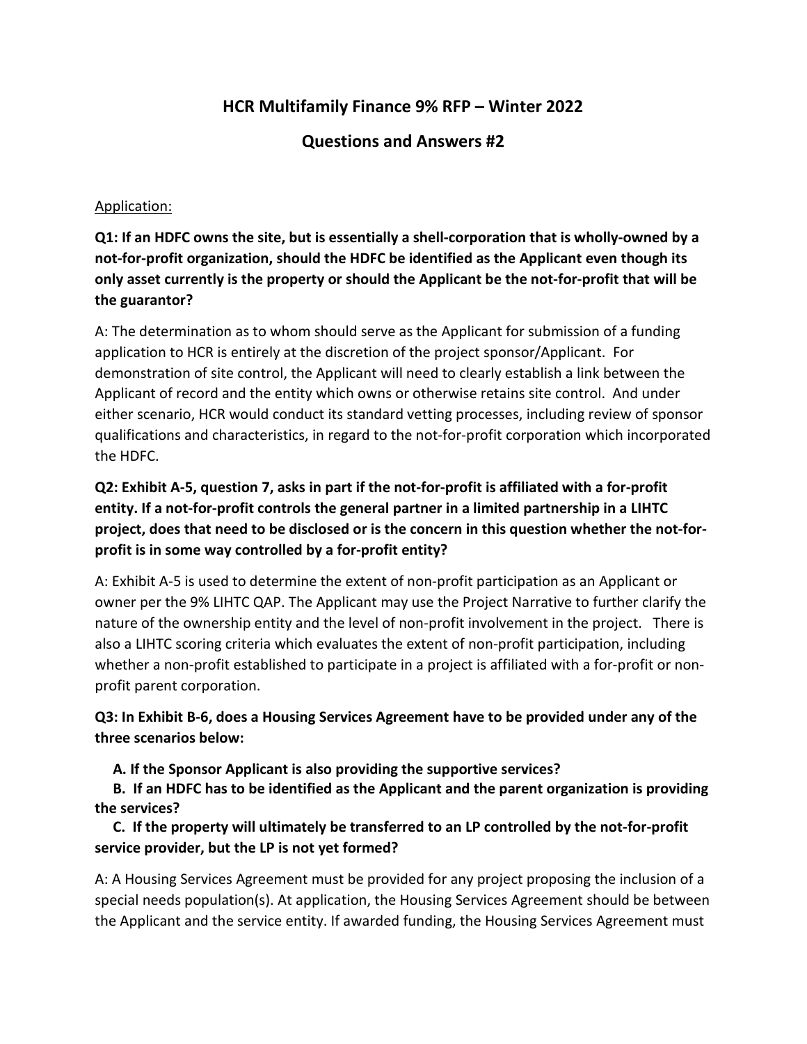# HCR Multifamily Finance 9% RFP – Winter 2022

## Questions and Answers #2

Application:

**Q1: If an HDFC owns the site, but is essentially a shell-corporation that is wholly-owned by a not-for-profit organization, should the HDFC be identified as the Applicant even though its only asset currently is the property or should the Applicant be the not-for-profit that will be the guarantor?**

A: The determination as to whom should serve as the Applicant for submission of a funding application to HCR is entirely at the discretion of the project sponsor/Applicant. For demonstration of site control, the Applicant will need to clearly establish a link between the Applicant of record and the entity which owns or otherwise retains site control. And under either scenario, HCR would conduct its standard vetting processes, including review of sponsor qualifications and characteristics, in regard to the not-for-profit corporation which incorporated the HDFC.

**Q2: Exhibit A-5, question 7, asks in part if the not-for-profit is affiliated with a for-profit entity. If a not-for-profit controls the general partner in a limited partnership in a LIHTC project, does that need to be disclosed or is the concern in this question whether the not-for-profit is in some way controlled by a for-profit entity?**

A: Exhibit A-5 is used to determine the extent of non-profit participation as an Applicant or owner per the 9% LIHTC QAP. The Applicant may use the Project Narrative to further clarify the nature of the ownership entity and the level of non-profit involvement in the project. There is also a LIHTC scoring criteria which evaluates the extent of non-profit participation, including whether a non-profit established to participate in a project is affiliated with a for-profit or non-profit parent corporation.

**Q3: In Exhibit B-6, does a Housing Services Agreement have to be provided under any of the three scenarios below:**

**A. If the Sponsor Applicant is also providing the supportive services?**

**B. If an HDFC has to be identified as the Applicant and the parent organization is providing the services?**

**C. If the property will ultimately be transferred to an LP controlled by the not-for-profit service provider, but the LP is not yet formed?**

A: A Housing Services Agreement must be provided for any project proposing the inclusion of a special needs population(s). At application, the Housing Services Agreement should be between the Applicant and the service entity. If awarded funding, the Housing Services Agreement must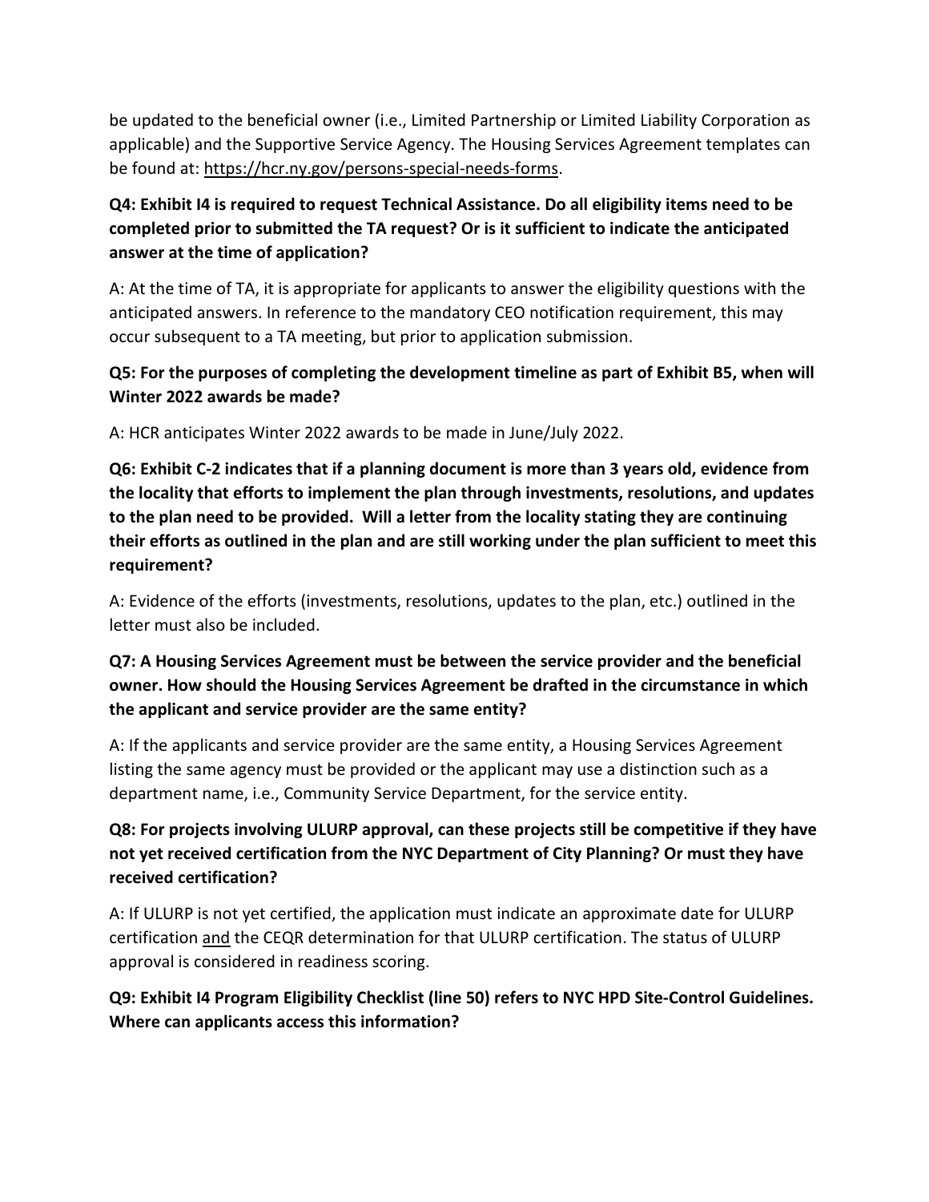be updated to the beneficial owner (i.e., Limited Partnership or Limited Liability Corporation as applicable) and the Supportive Service Agency. The Housing Services Agreement templates can be found at: https://hcr.ny.gov/persons-special-needs-forms.

**Q4: Exhibit I4 is required to request Technical Assistance. Do all eligibility items need to be completed prior to submitted the TA request? Or is it sufficient to indicate the anticipated answer at the time of application?**

A: At the time of TA, it is appropriate for applicants to answer the eligibility questions with the anticipated answers. In reference to the mandatory CEO notification requirement, this may occur subsequent to a TA meeting, but prior to application submission.

**Q5: For the purposes of completing the development timeline as part of Exhibit B5, when will Winter 2022 awards be made?**

A: HCR anticipates Winter 2022 awards to be made in June/July 2022.

**Q6: Exhibit C-2 indicates that if a planning document is more than 3 years old, evidence from the locality that efforts to implement the plan through investments, resolutions, and updates to the plan need to be provided. Will a letter from the locality stating they are continuing their efforts as outlined in the plan and are still working under the plan sufficient to meet this requirement?**

A: Evidence of the efforts (investments, resolutions, updates to the plan, etc.) outlined in the letter must also be included.

**Q7: A Housing Services Agreement must be between the service provider and the beneficial owner. How should the Housing Services Agreement be drafted in the circumstance in which the applicant and service provider are the same entity?**

A: If the applicants and service provider are the same entity, a Housing Services Agreement listing the same agency must be provided or the applicant may use a distinction such as a department name, i.e., Community Service Department, for the service entity.

**Q8: For projects involving ULURP approval, can these projects still be competitive if they have not yet received certification from the NYC Department of City Planning? Or must they have received certification?**

A: If ULURP is not yet certified, the application must indicate an approximate date for ULURP certification and the CEQR determination for that ULURP certification. The status of ULURP approval is considered in readiness scoring.

**Q9: Exhibit I4 Program Eligibility Checklist (line 50) refers to NYC HPD Site-Control Guidelines. Where can applicants access this information?**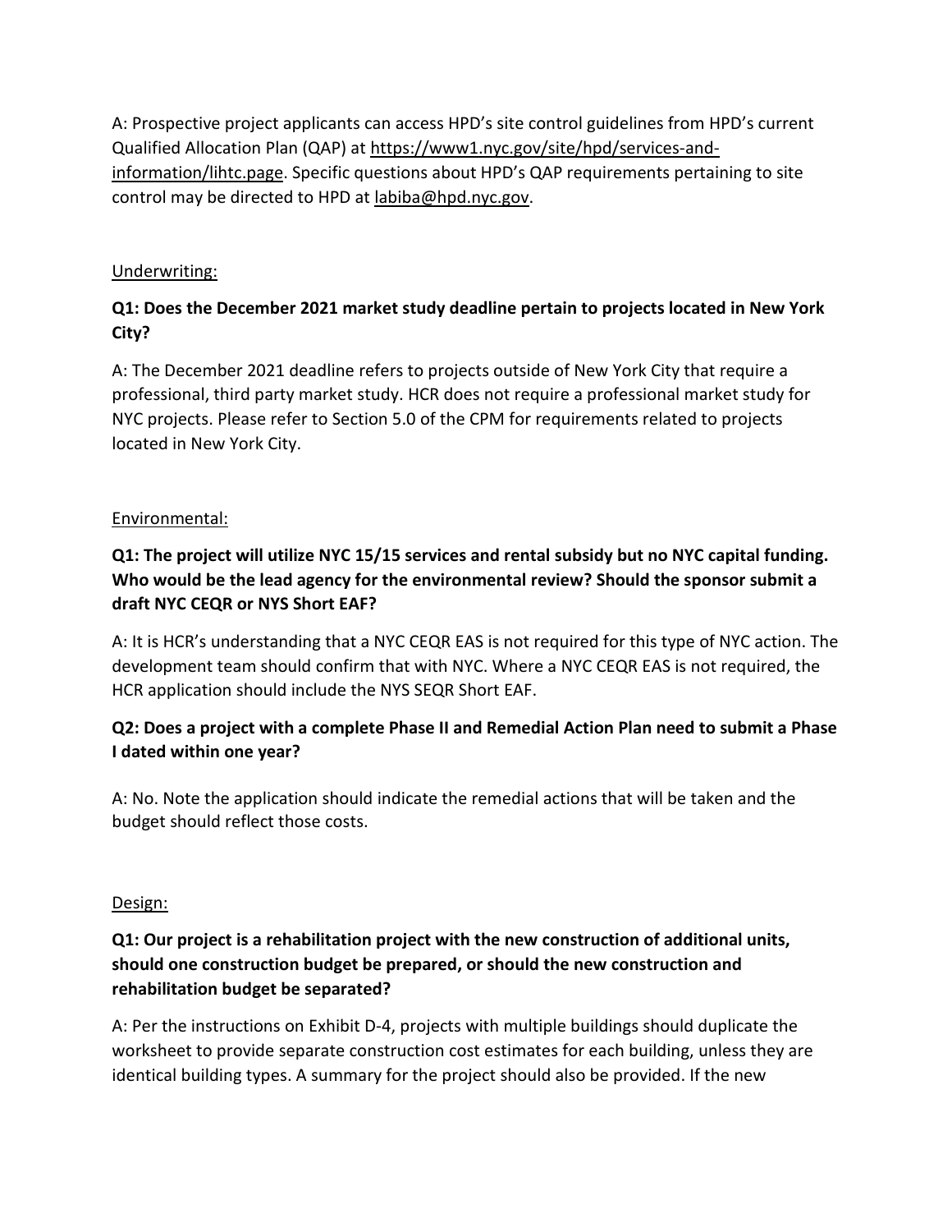A: Prospective project applicants can access HPD's site control guidelines from HPD's current Qualified Allocation Plan (QAP) at https://www1.nyc.gov/site/hpd/services-and-information/lihtc.page. Specific questions about HPD's QAP requirements pertaining to site control may be directed to HPD at labiba@hpd.nyc.gov.

Underwriting:

**Q1: Does the December 2021 market study deadline pertain to projects located in New York City?**

A: The December 2021 deadline refers to projects outside of New York City that require a professional, third party market study. HCR does not require a professional market study for NYC projects. Please refer to Section 5.0 of the CPM for requirements related to projects located in New York City.

Environmental:

**Q1: The project will utilize NYC 15/15 services and rental subsidy but no NYC capital funding. Who would be the lead agency for the environmental review? Should the sponsor submit a draft NYC CEQR or NYS Short EAF?**

A: It is HCR's understanding that a NYC CEQR EAS is not required for this type of NYC action. The development team should confirm that with NYC. Where a NYC CEQR EAS is not required, the HCR application should include the NYS SEQR Short EAF.

**Q2: Does a project with a complete Phase II and Remedial Action Plan need to submit a Phase I dated within one year?**

A: No. Note the application should indicate the remedial actions that will be taken and the budget should reflect those costs.

Design:

**Q1: Our project is a rehabilitation project with the new construction of additional units, should one construction budget be prepared, or should the new construction and rehabilitation budget be separated?**

A: Per the instructions on Exhibit D-4, projects with multiple buildings should duplicate the worksheet to provide separate construction cost estimates for each building, unless they are identical building types. A summary for the project should also be provided. If the new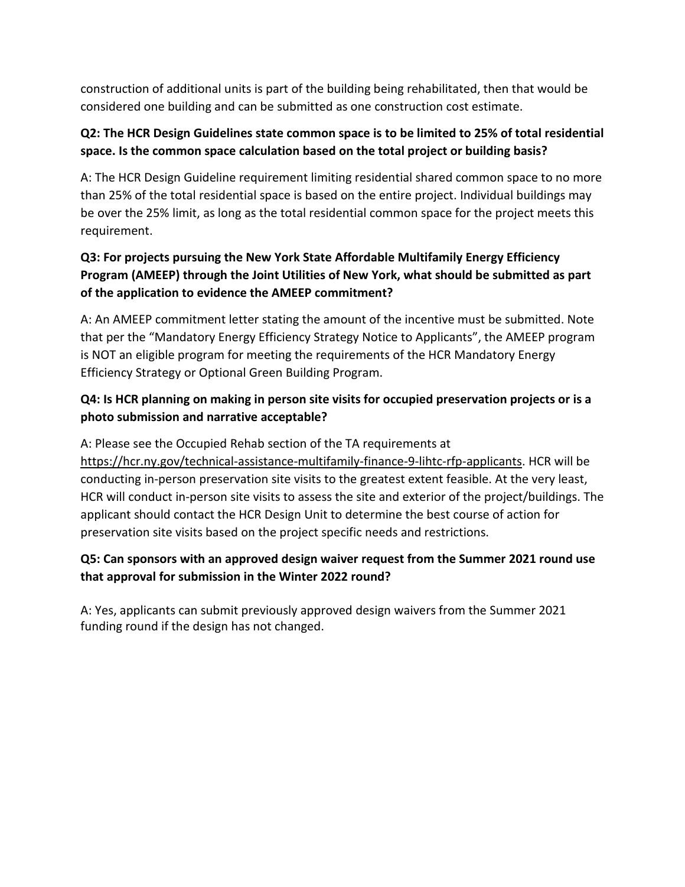construction of additional units is part of the building being rehabilitated, then that would be considered one building and can be submitted as one construction cost estimate.

**Q2: The HCR Design Guidelines state common space is to be limited to 25% of total residential space. Is the common space calculation based on the total project or building basis?**

A: The HCR Design Guideline requirement limiting residential shared common space to no more than 25% of the total residential space is based on the entire project. Individual buildings may be over the 25% limit, as long as the total residential common space for the project meets this requirement.

**Q3: For projects pursuing the New York State Affordable Multifamily Energy Efficiency Program (AMEEP) through the Joint Utilities of New York, what should be submitted as part of the application to evidence the AMEEP commitment?**

A: An AMEEP commitment letter stating the amount of the incentive must be submitted. Note that per the "Mandatory Energy Efficiency Strategy Notice to Applicants", the AMEEP program is NOT an eligible program for meeting the requirements of the HCR Mandatory Energy Efficiency Strategy or Optional Green Building Program.

**Q4: Is HCR planning on making in person site visits for occupied preservation projects or is a photo submission and narrative acceptable?**

A: Please see the Occupied Rehab section of the TA requirements at https://hcr.ny.gov/technical-assistance-multifamily-finance-9-lihtc-rfp-applicants. HCR will be conducting in-person preservation site visits to the greatest extent feasible. At the very least, HCR will conduct in-person site visits to assess the site and exterior of the project/buildings. The applicant should contact the HCR Design Unit to determine the best course of action for preservation site visits based on the project specific needs and restrictions.

**Q5: Can sponsors with an approved design waiver request from the Summer 2021 round use that approval for submission in the Winter 2022 round?**

A: Yes, applicants can submit previously approved design waivers from the Summer 2021 funding round if the design has not changed.